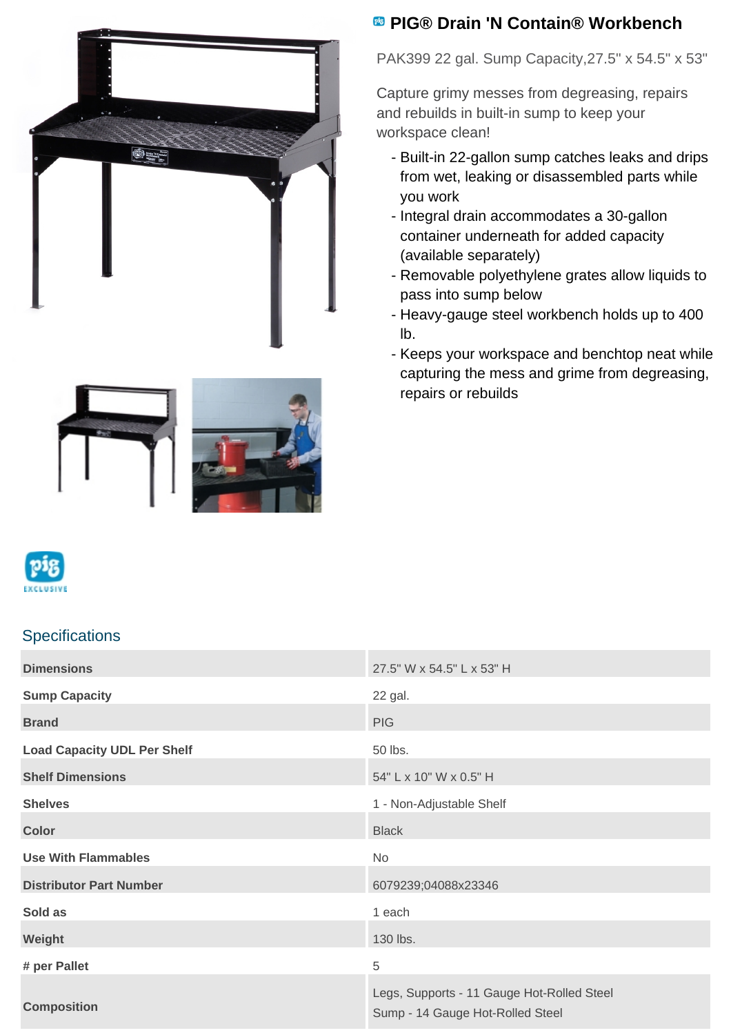# PIG® Drain 'N Contain® Workbench

PAK399 22 gal. Sump Capacity,27.5" x 54.5" x 53"

Capture grimy messes from degreasing, repairs and rebuilds in built-in sump to keep your workspace clean!

- Built-in 22-gallon sump catches leaks and drips from wet, leaking or disassembled parts while you work
- Integral drain accommodates a 30-gallon container underneath for added capacity (available separately)
- Removable polyethylene grates allow liquids to pass into sump below
- Heavy-gauge steel workbench holds up to 400 lb.
- Keeps your workspace and benchtop neat while capturing the mess and grime from degreasing, repairs or rebuilds

## Specifications

| | |
|---|---|
| **Dimensions** | 27.5" W x 54.5" L x 53" H |
| **Sump Capacity** | 22 gal. |
| **Brand** | PIG |
| **Load Capacity UDL Per Shelf** | 50 lbs. |
| **Shelf Dimensions** | 54" L x 10" W x 0.5" H |
| **Shelves** | 1 - Non-Adjustable Shelf |
| **Color** | Black |
| **Use With Flammables** | No |
| **Distributor Part Number** | 6079239;04088x23346 |
| **Sold as** | 1 each |
| **Weight** | 130 lbs. |
| **# per Pallet** | 5 |
| **Composition** | Legs, Supports - 11 Gauge Hot-Rolled Steel<br>Sump - 14 Gauge Hot-Rolled Steel |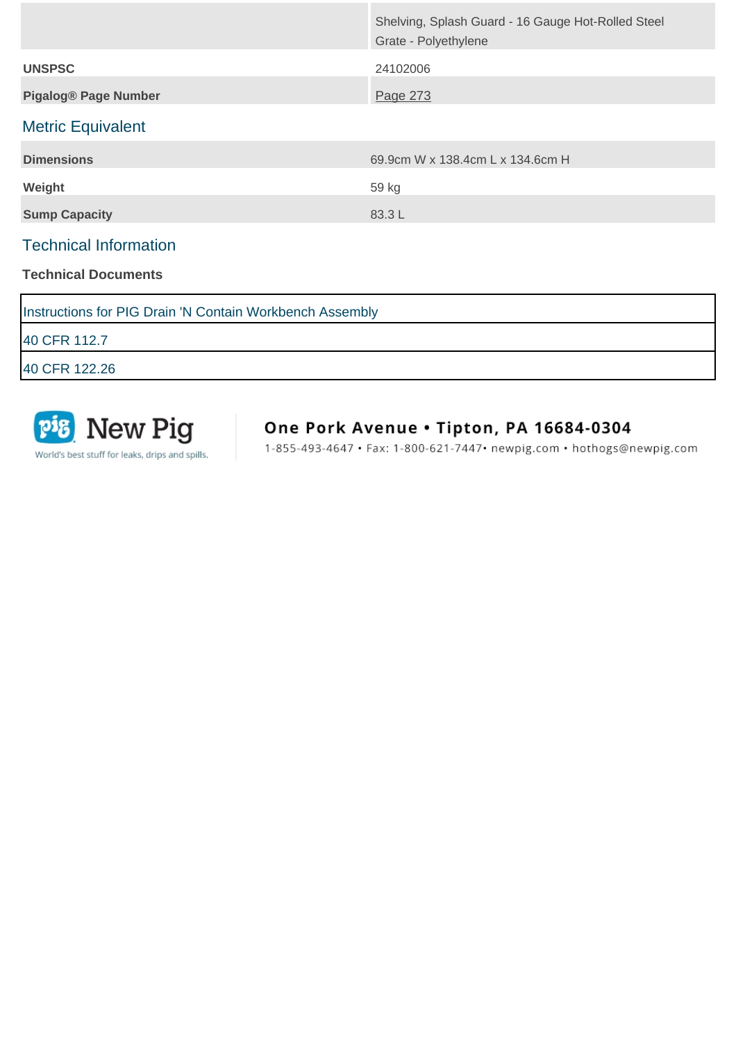| | |
|---|---|
| | Shelving, Splash Guard - 16 Gauge Hot-Rolled Steel<br>Grate - Polyethylene |
| **UNSPSC** | 24102006 |
| **Pigalog® Page Number** | Page 273 |

## Metric Equivalent

| | |
|---|---|
| **Dimensions** | 69.9cm W x 138.4cm L x 134.6cm H |
| **Weight** | 59 kg |
| **Sump Capacity** | 83.3 L |

## Technical Information

**Technical Documents**

| |
|---|
| Instructions for PIG Drain 'N Contain Workbench Assembly |
| 40 CFR 112.7 |
| 40 CFR 122.26 |

New Pig
World's best stuff for leaks, drips and spills.

One Pork Avenue • Tipton, PA 16684-0304
1-855-493-4647 • Fax: 1-800-621-7447• newpig.com • hothogs@newpig.com